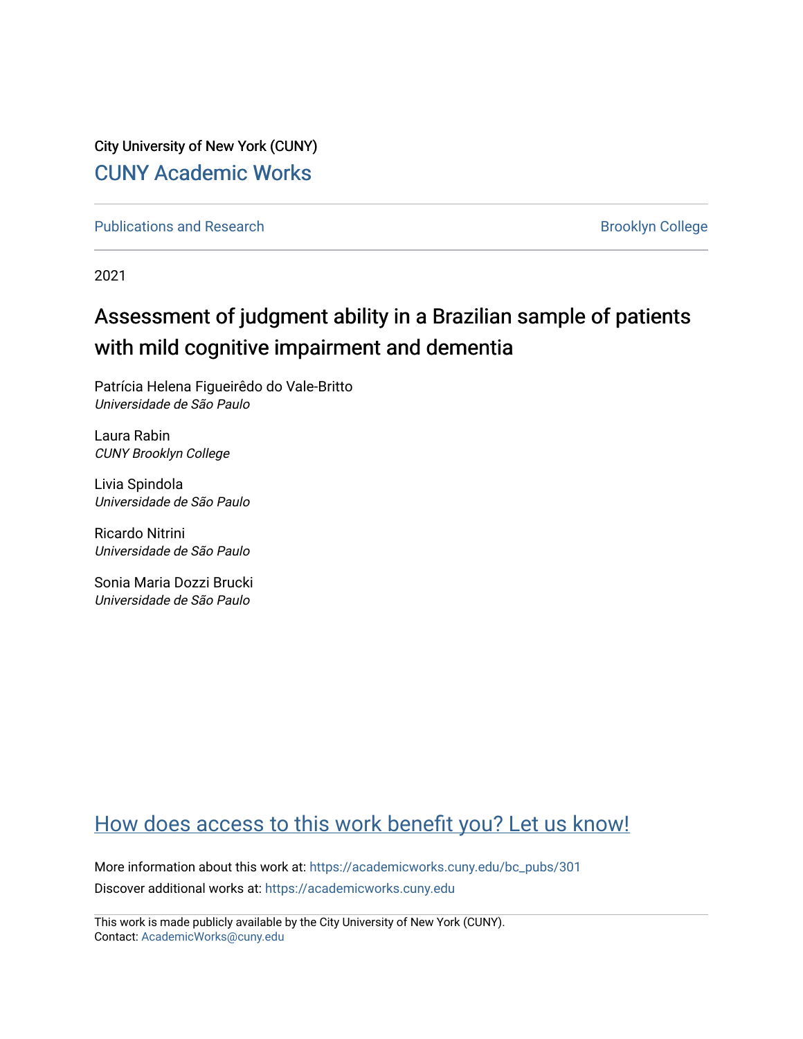City University of New York (CUNY)

CUNY Academic Works

Publications and Research

Brooklyn College

2021

# Assessment of judgment ability in a Brazilian sample of patients with mild cognitive impairment and dementia

Patrícia Helena Figueirêdo do Vale-Britto
*Universidade de São Paulo*

Laura Rabin
*CUNY Brooklyn College*

Livia Spindola
*Universidade de São Paulo*

Ricardo Nitrini
*Universidade de São Paulo*

Sonia Maria Dozzi Brucki
*Universidade de São Paulo*

How does access to this work benefit you? Let us know!

More information about this work at: https://academicworks.cuny.edu/bc_pubs/301

Discover additional works at: https://academicworks.cuny.edu

This work is made publicly available by the City University of New York (CUNY).
Contact: AcademicWorks@cuny.edu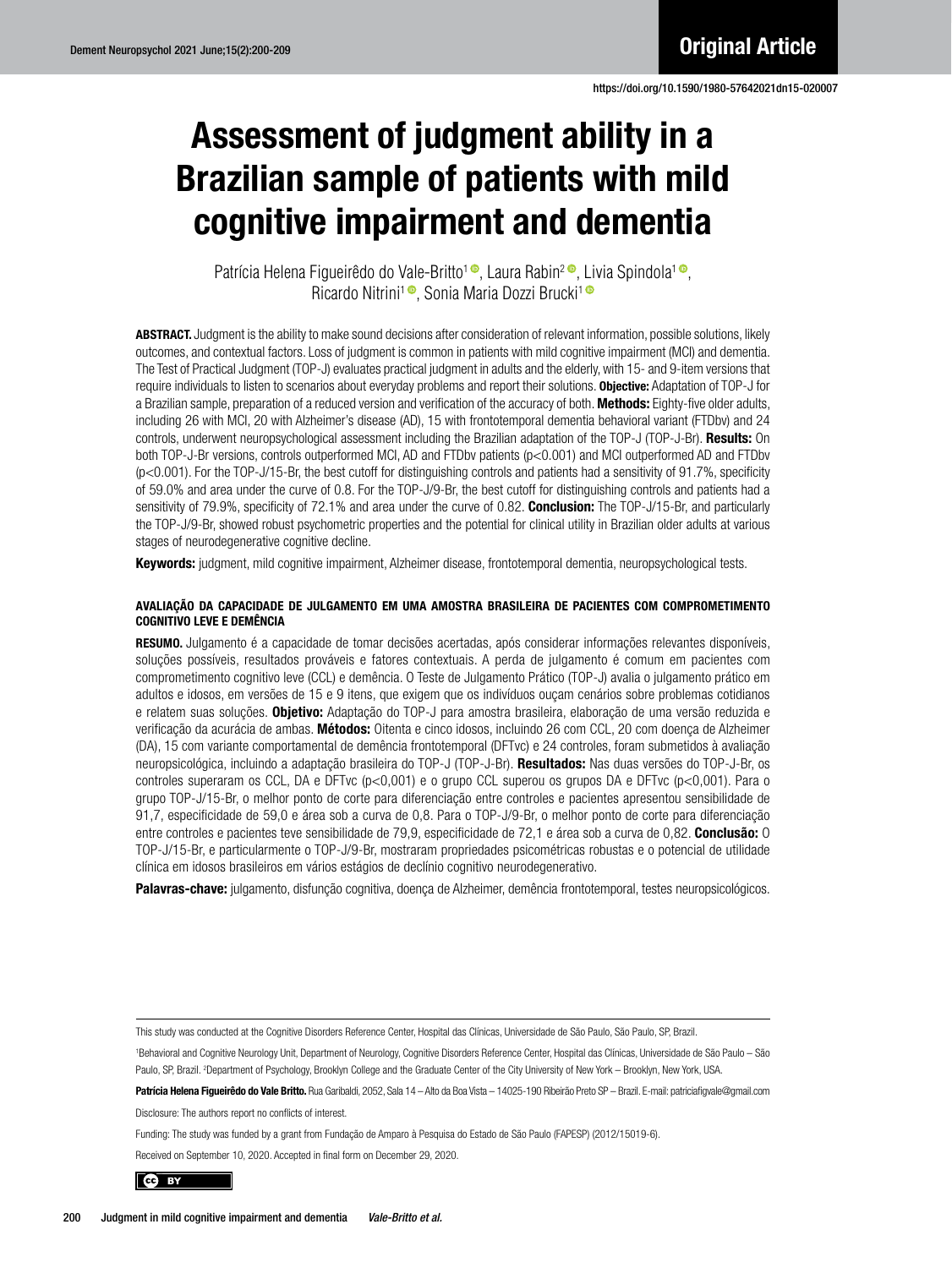# Assessment of judgment ability in a Brazilian sample of patients with mild cognitive impairment and dementia

Patrícia Helena Figueirêdo do Vale-Britto[1], Laura Rabin[2], Livia Spindola[1], Ricardo Nitrini[1], Sonia Maria Dozzi Brucki[1]

**ABSTRACT.** Judgment is the ability to make sound decisions after consideration of relevant information, possible solutions, likely outcomes, and contextual factors. Loss of judgment is common in patients with mild cognitive impairment (MCI) and dementia. The Test of Practical Judgment (TOP-J) evaluates practical judgment in adults and the elderly, with 15- and 9-item versions that require individuals to listen to scenarios about everyday problems and report their solutions. **Objective:** Adaptation of TOP-J for a Brazilian sample, preparation of a reduced version and verification of the accuracy of both. **Methods:** Eighty-five older adults, including 26 with MCI, 20 with Alzheimer's disease (AD), 15 with frontotemporal dementia behavioral variant (FTDbv) and 24 controls, underwent neuropsychological assessment including the Brazilian adaptation of the TOP-J (TOP-J-Br). **Results:** On both TOP-J-Br versions, controls outperformed MCI, AD and FTDbv patients ($p<0.001$) and MCI outperformed AD and FTDbv ($p<0.001$). For the TOP-J/15-Br, the best cutoff for distinguishing controls and patients had a sensitivity of 91.7%, specificity of 59.0% and area under the curve of 0.8. For the TOP-J/9-Br, the best cutoff for distinguishing controls and patients had a sensitivity of 79.9%, specificity of 72.1% and area under the curve of 0.82. **Conclusion:** The TOP-J/15-Br, and particularly the TOP-J/9-Br, showed robust psychometric properties and the potential for clinical utility in Brazilian older adults at various stages of neurodegenerative cognitive decline.

**Keywords:** judgment, mild cognitive impairment, Alzheimer disease, frontotemporal dementia, neuropsychological tests.

### AVALIAÇÃO DA CAPACIDADE DE JULGAMENTO EM UMA AMOSTRA BRASILEIRA DE PACIENTES COM COMPROMETIMENTO COGNITIVO LEVE E DEMÊNCIA

**RESUMO.** Julgamento é a capacidade de tomar decisões acertadas, após considerar informações relevantes disponíveis, soluções possíveis, resultados prováveis e fatores contextuais. A perda de julgamento é comum em pacientes com comprometimento cognitivo leve (CCL) e demência. O Teste de Julgamento Prático (TOP-J) avalia o julgamento prático em adultos e idosos, em versões de 15 e 9 itens, que exigem que os indivíduos ouçam cenários sobre problemas cotidianos e relatem suas soluções. **Objetivo:** Adaptação do TOP-J para amostra brasileira, elaboração de uma versão reduzida e verificação da acurácia de ambas. **Métodos:** Oitenta e cinco idosos, incluindo 26 com CCL, 20 com doença de Alzheimer (DA), 15 com variante comportamental de demência frontotemporal (DFTvc) e 24 controles, foram submetidos à avaliação neuropsicológica, incluindo a adaptação brasileira do TOP-J (TOP-J-Br). **Resultados:** Nas duas versões do TOP-J-Br, os controles superaram os CCL, DA e DFTvc ($p<0,001$) e o grupo CCL superou os grupos DA e DFTvc ($p<0,001$). Para o grupo TOP-J/15-Br, o melhor ponto de corte para diferenciação entre controles e pacientes apresentou sensibilidade de 91,7, especificidade de 59,0 e área sob a curva de 0,8. Para o TOP-J/9-Br, o melhor ponto de corte para diferenciação entre controles e pacientes teve sensibilidade de 79,9, especificidade de 72,1 e área sob a curva de 0,82. **Conclusão:** O TOP-J/15-Br, e particularmente o TOP-J/9-Br, mostraram propriedades psicométricas robustas e o potencial de utilidade clínica em idosos brasileiros em vários estágios de declínio cognitivo neurodegenerativo.

**Palavras-chave:** julgamento, disfunção cognitiva, doença de Alzheimer, demência frontotemporal, testes neuropsicológicos.

---

This study was conducted at the Cognitive Disorders Reference Center, Hospital das Clínicas, Universidade de São Paulo, São Paulo, SP, Brazil.

[1]Behavioral and Cognitive Neurology Unit, Department of Neurology, Cognitive Disorders Reference Center, Hospital das Clínicas, Universidade de São Paulo – São Paulo, SP, Brazil. [2]Department of Psychology, Brooklyn College and the Graduate Center of the City University of New York – Brooklyn, New York, USA.

**Patrícia Helena Figueirêdo do Vale Britto.** Rua Garibaldi, 2052, Sala 14 – Alto da Boa Vista – 14025-190 Ribeirão Preto SP – Brazil. E-mail: patriciafigvale@gmail.com

Disclosure: The authors report no conflicts of interest.

Funding: The study was funded by a grant from Fundação de Amparo à Pesquisa do Estado de São Paulo (FAPESP) (2012/15019-6).

Received on September 10, 2020. Accepted in final form on December 29, 2020.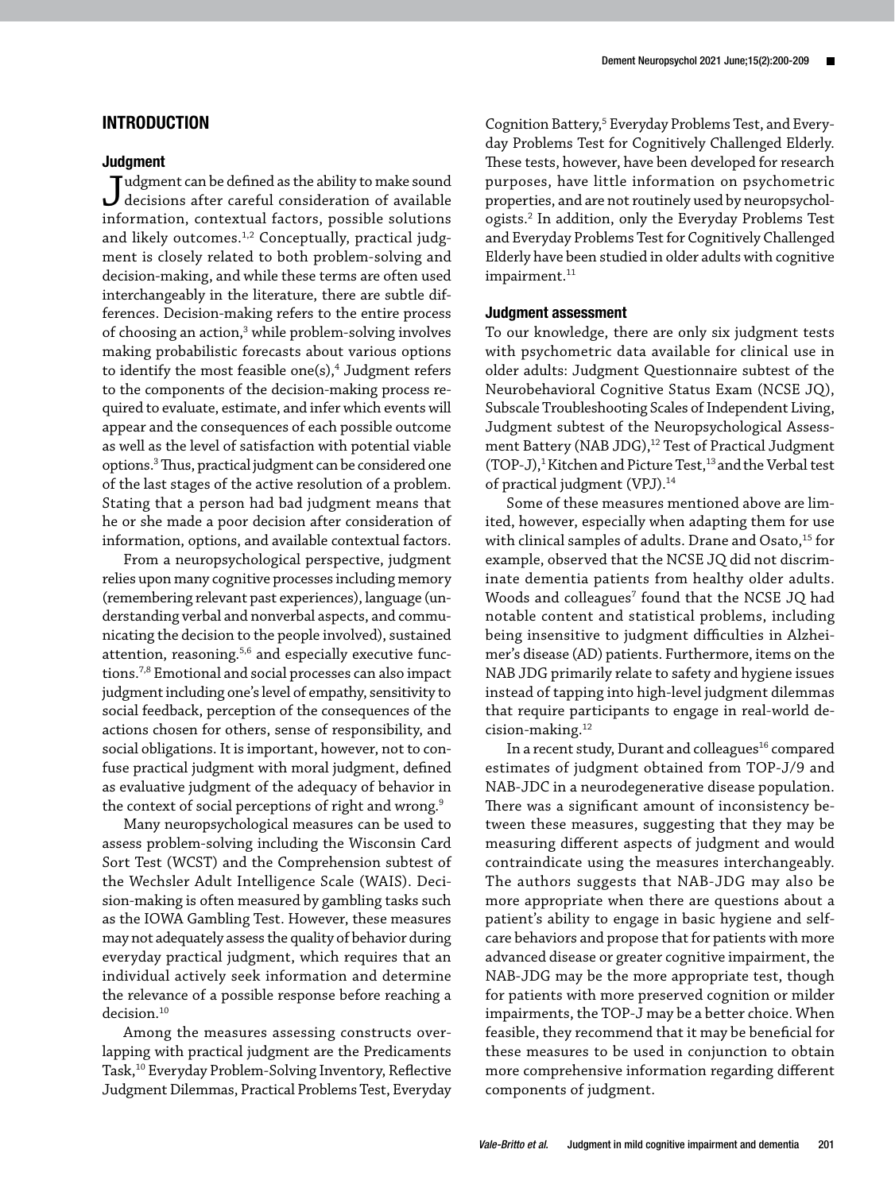## INTRODUCTION

### Judgment

Judgment can be defined as the ability to make sound decisions after careful consideration of available information, contextual factors, possible solutions and likely outcomes.[1,2] Conceptually, practical judgment is closely related to both problem-solving and decision-making, and while these terms are often used interchangeably in the literature, there are subtle differences. Decision-making refers to the entire process of choosing an action,[3] while problem-solving involves making probabilistic forecasts about various options to identify the most feasible one(s),[4] Judgment refers to the components of the decision-making process required to evaluate, estimate, and infer which events will appear and the consequences of each possible outcome as well as the level of satisfaction with potential viable options.[3] Thus, practical judgment can be considered one of the last stages of the active resolution of a problem. Stating that a person had bad judgment means that he or she made a poor decision after consideration of information, options, and available contextual factors.

From a neuropsychological perspective, judgment relies upon many cognitive processes including memory (remembering relevant past experiences), language (understanding verbal and nonverbal aspects, and communicating the decision to the people involved), sustained attention, reasoning.[5,6] and especially executive functions.[7,8] Emotional and social processes can also impact judgment including one's level of empathy, sensitivity to social feedback, perception of the consequences of the actions chosen for others, sense of responsibility, and social obligations. It is important, however, not to confuse practical judgment with moral judgment, defined as evaluative judgment of the adequacy of behavior in the context of social perceptions of right and wrong.[9]

Many neuropsychological measures can be used to assess problem-solving including the Wisconsin Card Sort Test (WCST) and the Comprehension subtest of the Wechsler Adult Intelligence Scale (WAIS). Decision-making is often measured by gambling tasks such as the IOWA Gambling Test. However, these measures may not adequately assess the quality of behavior during everyday practical judgment, which requires that an individual actively seek information and determine the relevance of a possible response before reaching a decision.[10]

Among the measures assessing constructs overlapping with practical judgment are the Predicaments Task,[10] Everyday Problem-Solving Inventory, Reflective Judgment Dilemmas, Practical Problems Test, Everyday Cognition Battery,[5] Everyday Problems Test, and Everyday Problems Test for Cognitively Challenged Elderly. These tests, however, have been developed for research purposes, have little information on psychometric properties, and are not routinely used by neuropsychologists.[2] In addition, only the Everyday Problems Test and Everyday Problems Test for Cognitively Challenged Elderly have been studied in older adults with cognitive impairment.[11]

### Judgment assessment

To our knowledge, there are only six judgment tests with psychometric data available for clinical use in older adults: Judgment Questionnaire subtest of the Neurobehavioral Cognitive Status Exam (NCSE JQ), Subscale Troubleshooting Scales of Independent Living, Judgment subtest of the Neuropsychological Assessment Battery (NAB JDG),[12] Test of Practical Judgment (TOP-J),[1] Kitchen and Picture Test,[13] and the Verbal test of practical judgment (VPJ).[14]

Some of these measures mentioned above are limited, however, especially when adapting them for use with clinical samples of adults. Drane and Osato,[15] for example, observed that the NCSE JQ did not discriminate dementia patients from healthy older adults. Woods and colleagues[7] found that the NCSE JQ had notable content and statistical problems, including being insensitive to judgment difficulties in Alzheimer's disease (AD) patients. Furthermore, items on the NAB JDG primarily relate to safety and hygiene issues instead of tapping into high-level judgment dilemmas that require participants to engage in real-world decision-making.[12]

In a recent study, Durant and colleagues[16] compared estimates of judgment obtained from TOP-J/9 and NAB-JDC in a neurodegenerative disease population. There was a significant amount of inconsistency between these measures, suggesting that they may be measuring different aspects of judgment and would contraindicate using the measures interchangeably. The authors suggests that NAB-JDG may also be more appropriate when there are questions about a patient's ability to engage in basic hygiene and self-care behaviors and propose that for patients with more advanced disease or greater cognitive impairment, the NAB-JDG may be the more appropriate test, though for patients with more preserved cognition or milder impairments, the TOP-J may be a better choice. When feasible, they recommend that it may be beneficial for these measures to be used in conjunction to obtain more comprehensive information regarding different components of judgment.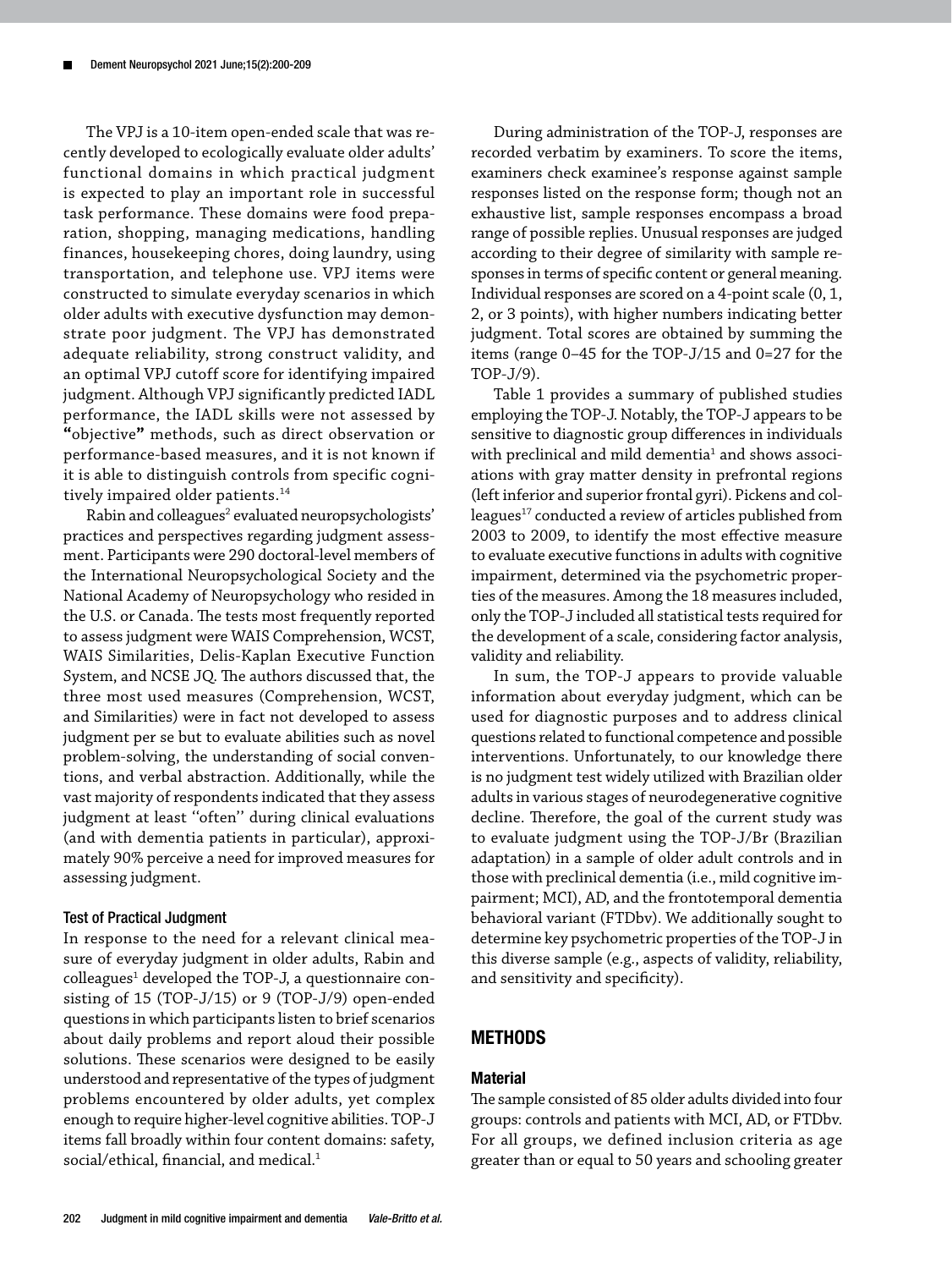The VPJ is a 10-item open-ended scale that was recently developed to ecologically evaluate older adults' functional domains in which practical judgment is expected to play an important role in successful task performance. These domains were food preparation, shopping, managing medications, handling finances, housekeeping chores, doing laundry, using transportation, and telephone use. VPJ items were constructed to simulate everyday scenarios in which older adults with executive dysfunction may demonstrate poor judgment. The VPJ has demonstrated adequate reliability, strong construct validity, and an optimal VPJ cutoff score for identifying impaired judgment. Although VPJ significantly predicted IADL performance, the IADL skills were not assessed by **"**objective**"** methods, such as direct observation or performance-based measures, and it is not known if it is able to distinguish controls from specific cognitively impaired older patients.[14]

Rabin and colleagues[2] evaluated neuropsychologists' practices and perspectives regarding judgment assessment. Participants were 290 doctoral-level members of the International Neuropsychological Society and the National Academy of Neuropsychology who resided in the U.S. or Canada. The tests most frequently reported to assess judgment were WAIS Comprehension, WCST, WAIS Similarities, Delis-Kaplan Executive Function System, and NCSE JQ. The authors discussed that, the three most used measures (Comprehension, WCST, and Similarities) were in fact not developed to assess judgment per se but to evaluate abilities such as novel problem-solving, the understanding of social conventions, and verbal abstraction. Additionally, while the vast majority of respondents indicated that they assess judgment at least ''often'' during clinical evaluations (and with dementia patients in particular), approximately 90% perceive a need for improved measures for assessing judgment.

### Test of Practical Judgment

In response to the need for a relevant clinical measure of everyday judgment in older adults, Rabin and colleagues[1] developed the TOP-J, a questionnaire consisting of 15 (TOP-J/15) or 9 (TOP-J/9) open-ended questions in which participants listen to brief scenarios about daily problems and report aloud their possible solutions. These scenarios were designed to be easily understood and representative of the types of judgment problems encountered by older adults, yet complex enough to require higher-level cognitive abilities. TOP-J items fall broadly within four content domains: safety, social/ethical, financial, and medical.[1]

During administration of the TOP-J, responses are recorded verbatim by examiners. To score the items, examiners check examinee's response against sample responses listed on the response form; though not an exhaustive list, sample responses encompass a broad range of possible replies. Unusual responses are judged according to their degree of similarity with sample responses in terms of specific content or general meaning. Individual responses are scored on a 4-point scale (0, 1, 2, or 3 points), with higher numbers indicating better judgment. Total scores are obtained by summing the items (range 0–45 for the TOP-J/15 and 0=27 for the TOP-J/9).

Table 1 provides a summary of published studies employing the TOP-J. Notably, the TOP-J appears to be sensitive to diagnostic group differences in individuals with preclinical and mild dementia[1] and shows associations with gray matter density in prefrontal regions (left inferior and superior frontal gyri). Pickens and colleagues[17] conducted a review of articles published from 2003 to 2009, to identify the most effective measure to evaluate executive functions in adults with cognitive impairment, determined via the psychometric properties of the measures. Among the 18 measures included, only the TOP-J included all statistical tests required for the development of a scale, considering factor analysis, validity and reliability.

In sum, the TOP-J appears to provide valuable information about everyday judgment, which can be used for diagnostic purposes and to address clinical questions related to functional competence and possible interventions. Unfortunately, to our knowledge there is no judgment test widely utilized with Brazilian older adults in various stages of neurodegenerative cognitive decline. Therefore, the goal of the current study was to evaluate judgment using the TOP-J/Br (Brazilian adaptation) in a sample of older adult controls and in those with preclinical dementia (i.e., mild cognitive impairment; MCI), AD, and the frontotemporal dementia behavioral variant (FTDbv). We additionally sought to determine key psychometric properties of the TOP-J in this diverse sample (e.g., aspects of validity, reliability, and sensitivity and specificity).

## METHODS

### Material

The sample consisted of 85 older adults divided into four groups: controls and patients with MCI, AD, or FTDbv. For all groups, we defined inclusion criteria as age greater than or equal to 50 years and schooling greater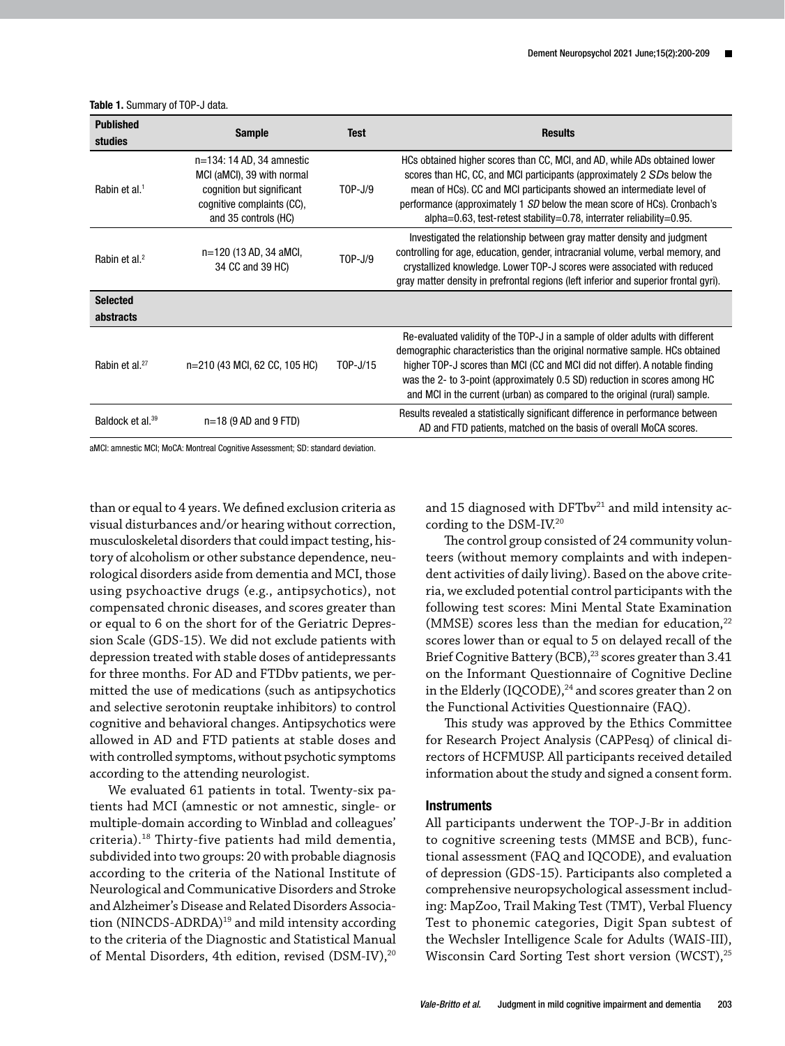**Table 1.** Summary of TOP-J data.

| Published studies | Sample | Test | Results |
|---|---|---|---|
| Rabin et al.[1] | n=134: 14 AD, 34 amnestic MCI (aMCI), 39 with normal cognition but significant cognitive complaints (CC), and 35 controls (HC) | TOP-J/9 | HCs obtained higher scores than CC, MCI, and AD, while ADs obtained lower scores than HC, CC, and MCI participants (approximately 2 *SD*s below the mean of HCs). CC and MCI participants showed an intermediate level of performance (approximately 1 *SD* below the mean score of HCs). Cronbach's alpha=0.63, test-retest stability=0.78, interrater reliability=0.95. |
| Rabin et al.[2] | n=120 (13 AD, 34 aMCI, 34 CC and 39 HC) | TOP-J/9 | Investigated the relationship between gray matter density and judgment controlling for age, education, gender, intracranial volume, verbal memory, and crystallized knowledge. Lower TOP-J scores were associated with reduced gray matter density in prefrontal regions (left inferior and superior frontal gyri). |
| **Selected abstracts** | | | |
| Rabin et al.[27] | n=210 (43 MCI, 62 CC, 105 HC) | TOP-J/15 | Re-evaluated validity of the TOP-J in a sample of older adults with different demographic characteristics than the original normative sample. HCs obtained higher TOP-J scores than MCI (CC and MCI did not differ). A notable finding was the 2- to 3-point (approximately 0.5 SD) reduction in scores among HC and MCI in the current (urban) as compared to the original (rural) sample. |
| Baldock et al.[39] | n=18 (9 AD and 9 FTD) | | Results revealed a statistically significant difference in performance between AD and FTD patients, matched on the basis of overall MoCA scores. |

aMCI: amnestic MCI; MoCA: Montreal Cognitive Assessment; SD: standard deviation.

than or equal to 4 years. We defined exclusion criteria as visual disturbances and/or hearing without correction, musculoskeletal disorders that could impact testing, history of alcoholism or other substance dependence, neurological disorders aside from dementia and MCI, those using psychoactive drugs (e.g., antipsychotics), not compensated chronic diseases, and scores greater than or equal to 6 on the short for of the Geriatric Depression Scale (GDS-15). We did not exclude patients with depression treated with stable doses of antidepressants for three months. For AD and FTDbv patients, we permitted the use of medications (such as antipsychotics and selective serotonin reuptake inhibitors) to control cognitive and behavioral changes. Antipsychotics were allowed in AD and FTD patients at stable doses and with controlled symptoms, without psychotic symptoms according to the attending neurologist.

We evaluated 61 patients in total. Twenty-six patients had MCI (amnestic or not amnestic, single- or multiple-domain according to Winblad and colleagues' criteria).[18] Thirty-five patients had mild dementia, subdivided into two groups: 20 with probable diagnosis according to the criteria of the National Institute of Neurological and Communicative Disorders and Stroke and Alzheimer's Disease and Related Disorders Association (NINCDS-ADRDA)[19] and mild intensity according to the criteria of the Diagnostic and Statistical Manual of Mental Disorders, 4th edition, revised (DSM-IV),[20] and 15 diagnosed with DFTbv[21] and mild intensity according to the DSM-IV.[20]

The control group consisted of 24 community volunteers (without memory complaints and with independent activities of daily living). Based on the above criteria, we excluded potential control participants with the following test scores: Mini Mental State Examination (MMSE) scores less than the median for education,[22] scores lower than or equal to 5 on delayed recall of the Brief Cognitive Battery (BCB),[23] scores greater than 3.41 on the Informant Questionnaire of Cognitive Decline in the Elderly (IQCODE),[24] and scores greater than 2 on the Functional Activities Questionnaire (FAQ).

This study was approved by the Ethics Committee for Research Project Analysis (CAPPesq) of clinical directors of HCFMUSP. All participants received detailed information about the study and signed a consent form.

### Instruments

All participants underwent the TOP-J-Br in addition to cognitive screening tests (MMSE and BCB), functional assessment (FAQ and IQCODE), and evaluation of depression (GDS-15). Participants also completed a comprehensive neuropsychological assessment including: MapZoo, Trail Making Test (TMT), Verbal Fluency Test to phonemic categories, Digit Span subtest of the Wechsler Intelligence Scale for Adults (WAIS-III), Wisconsin Card Sorting Test short version (WCST),[25]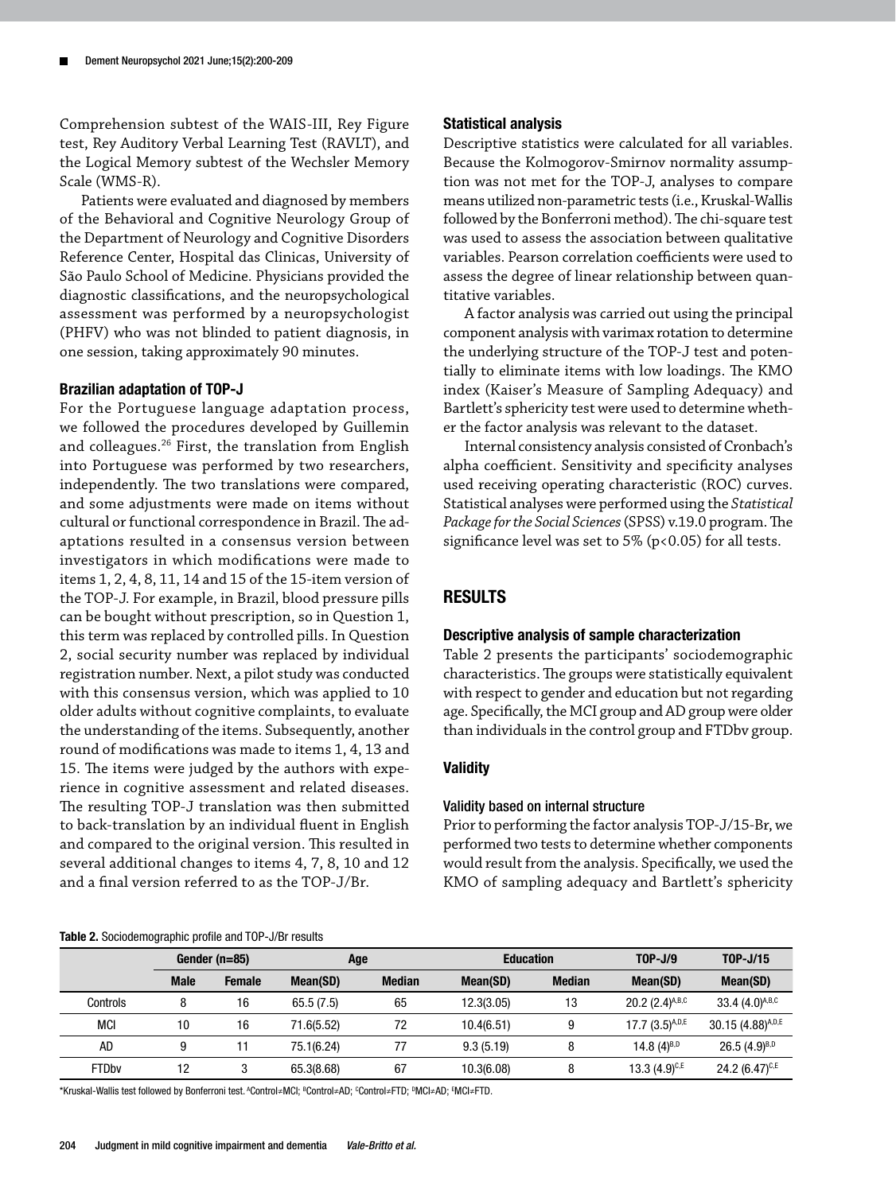Comprehension subtest of the WAIS-III, Rey Figure test, Rey Auditory Verbal Learning Test (RAVLT), and the Logical Memory subtest of the Wechsler Memory Scale (WMS-R).

Patients were evaluated and diagnosed by members of the Behavioral and Cognitive Neurology Group of the Department of Neurology and Cognitive Disorders Reference Center, Hospital das Clinicas, University of São Paulo School of Medicine. Physicians provided the diagnostic classifications, and the neuropsychological assessment was performed by a neuropsychologist (PHFV) who was not blinded to patient diagnosis, in one session, taking approximately 90 minutes.

### Brazilian adaptation of TOP-J

For the Portuguese language adaptation process, we followed the procedures developed by Guillemin and colleagues.[26] First, the translation from English into Portuguese was performed by two researchers, independently. The two translations were compared, and some adjustments were made on items without cultural or functional correspondence in Brazil. The adaptations resulted in a consensus version between investigators in which modifications were made to items 1, 2, 4, 8, 11, 14 and 15 of the 15-item version of the TOP-J. For example, in Brazil, blood pressure pills can be bought without prescription, so in Question 1, this term was replaced by controlled pills. In Question 2, social security number was replaced by individual registration number. Next, a pilot study was conducted with this consensus version, which was applied to 10 older adults without cognitive complaints, to evaluate the understanding of the items. Subsequently, another round of modifications was made to items 1, 4, 13 and 15. The items were judged by the authors with experience in cognitive assessment and related diseases. The resulting TOP-J translation was then submitted to back-translation by an individual fluent in English and compared to the original version. This resulted in several additional changes to items 4, 7, 8, 10 and 12 and a final version referred to as the TOP-J/Br.

### Statistical analysis

Descriptive statistics were calculated for all variables. Because the Kolmogorov-Smirnov normality assumption was not met for the TOP-J, analyses to compare means utilized non-parametric tests (i.e., Kruskal-Wallis followed by the Bonferroni method). The chi-square test was used to assess the association between qualitative variables. Pearson correlation coefficients were used to assess the degree of linear relationship between quantitative variables.

A factor analysis was carried out using the principal component analysis with varimax rotation to determine the underlying structure of the TOP-J test and potentially to eliminate items with low loadings. The KMO index (Kaiser's Measure of Sampling Adequacy) and Bartlett's sphericity test were used to determine whether the factor analysis was relevant to the dataset.

Internal consistency analysis consisted of Cronbach's alpha coefficient. Sensitivity and specificity analyses used receiving operating characteristic (ROC) curves. Statistical analyses were performed using the *Statistical Package for the Social Sciences* (SPSS) v.19.0 program. The significance level was set to 5% ($p<0.05$) for all tests.

## RESULTS

### Descriptive analysis of sample characterization

Table 2 presents the participants' sociodemographic characteristics. The groups were statistically equivalent with respect to gender and education but not regarding age. Specifically, the MCI group and AD group were older than individuals in the control group and FTDbv group.

### Validity

#### Validity based on internal structure

Prior to performing the factor analysis TOP-J/15-Br, we performed two tests to determine whether components would result from the analysis. Specifically, we used the KMO of sampling adequacy and Bartlett's sphericity

**Table 2.** Sociodemographic profile and TOP-J/Br results

| | Gender (n=85) | | Age | | Education | | TOP-J/9 | TOP-J/15 |
|---|---|---|---|---|---|---|---|---|
| | Male | Female | Mean(SD) | Median | Mean(SD) | Median | Mean(SD) | Mean(SD) |
| Controls | 8 | 16 | 65.5 (7.5) | 65 | 12.3(3.05) | 13 | 20.2 (2.4)[A,B,C] | 33.4 (4.0)[A,B,C] |
| MCI | 10 | 16 | 71.6(5.52) | 72 | 10.4(6.51) | 9 | 17.7 (3.5)[A,D,E] | 30.15 (4.88)[A,D,E] |
| AD | 9 | 11 | 75.1(6.24) | 77 | 9.3 (5.19) | 8 | 14.8 (4)[B,D] | 26.5 (4.9)[B,D] |
| FTDbv | 12 | 3 | 65.3(8.68) | 67 | 10.3(6.08) | 8 | 13.3 (4.9)[C,E] | 24.2 (6.47)[C,E] |

*Kruskal-Wallis test followed by Bonferroni test. [A]Control≠MCI; [B]Control≠AD; [C]Control≠FTD; [D]MCI≠AD; [E]MCI≠FTD.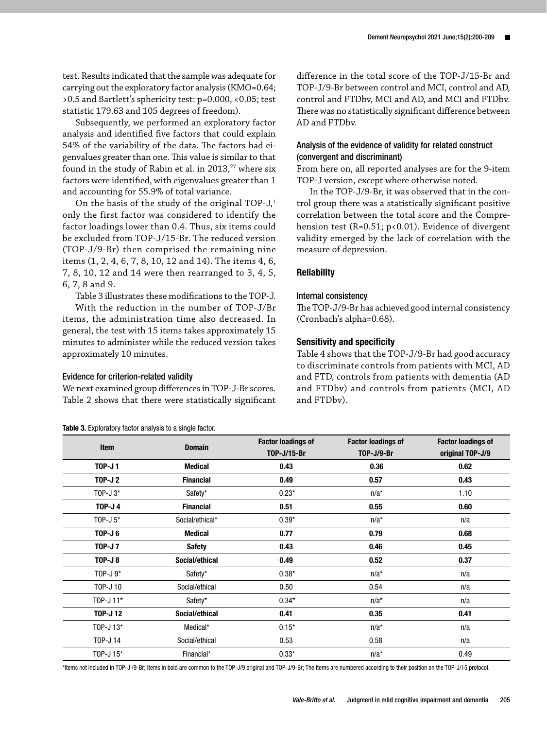test. Results indicated that the sample was adequate for carrying out the exploratory factor analysis (KMO=0.64; >0.5 and Bartlett's sphericity test: p=0.000, <0.05; test statistic 179.63 and 105 degrees of freedom).

Subsequently, we performed an exploratory factor analysis and identified five factors that could explain 54% of the variability of the data. The factors had eigenvalues greater than one. This value is similar to that found in the study of Rabin et al. in 2013,[27] where six factors were identified, with eigenvalues greater than 1 and accounting for 55.9% of total variance.

On the basis of the study of the original TOP-J,[1] only the first factor was considered to identify the factor loadings lower than 0.4. Thus, six items could be excluded from TOP-J/15-Br. The reduced version (TOP-J/9-Br) then comprised the remaining nine items (1, 2, 4, 6, 7, 8, 10, 12 and 14). The items 4, 6, 7, 8, 10, 12 and 14 were then rearranged to 3, 4, 5, 6, 7, 8 and 9.

Table 3 illustrates these modifications to the TOP-J.

With the reduction in the number of TOP-J/Br items, the administration time also decreased. In general, the test with 15 items takes approximately 15 minutes to administer while the reduced version takes approximately 10 minutes.

### Evidence for criterion-related validity

We next examined group differences in TOP-J-Br scores. Table 2 shows that there were statistically significant difference in the total score of the TOP-J/15-Br and TOP-J/9-Br between control and MCI, control and AD, control and FTDbv, MCI and AD, and MCI and FTDbv. There was no statistically significant difference between AD and FTDbv.

### Analysis of the evidence of validity for related construct (convergent and discriminant)

From here on, all reported analyses are for the 9-item TOP-J version, except where otherwise noted.

In the TOP-J/9-Br, it was observed that in the control group there was a statistically significant positive correlation between the total score and the Comprehension test (R=0.51; p<0.01). Evidence of divergent validity emerged by the lack of correlation with the measure of depression.

## Reliability

### Internal consistency

The TOP-J/9-Br has achieved good internal consistency (Cronbach's alpha=0.68).

## Sensitivity and specificity

Table 4 shows that the TOP-J/9-Br had good accuracy to discriminate controls from patients with MCI, AD and FTD, controls from patients with dementia (AD and FTDbv) and controls from patients (MCI, AD and FTDbv).

**Table 3.** Exploratory factor analysis to a single factor.

| Item | Domain | Factor loadings of TOP-J/15-Br | Factor loadings of TOP-J/9-Br | Factor loadings of original TOP-J/9 |
|---|---|---|---|---|
| **TOP-J 1** | **Medical** | **0.43** | **0.36** | **0.62** |
| **TOP-J 2** | **Financial** | **0.49** | **0.57** | **0.43** |
| TOP-J 3* | Safety* | 0.23* | n/a* | 1.10 |
| **TOP-J 4** | **Financial** | **0.51** | **0.55** | **0.60** |
| TOP-J 5* | Social/ethical* | 0.39* | n/a* | n/a |
| **TOP-J 6** | **Medical** | **0.77** | **0.79** | **0.68** |
| **TOP-J 7** | **Safety** | **0.43** | **0.46** | **0.45** |
| **TOP-J 8** | **Social/ethical** | **0.49** | **0.52** | **0.37** |
| TOP-J 9* | Safety* | 0.38* | n/a* | n/a |
| TOP-J 10 | Social/ethical | 0.50 | 0.54 | n/a |
| TOP-J 11* | Safety* | 0.34* | n/a* | n/a |
| **TOP-J 12** | **Social/ethical** | **0.41** | **0.35** | **0.41** |
| TOP-J 13* | Medical* | 0.15* | n/a* | n/a |
| TOP-J 14 | Social/ethical | 0.53 | 0.58 | n/a |
| TOP-J 15* | Financial* | 0.33* | n/a* | 0.49 |

*Items not included in TOP-J /9-Br; Items in bold are common to the TOP-J/9 original and TOP-J/9-Br; The items are numbered according to their position on the TOP-J/15 protocol.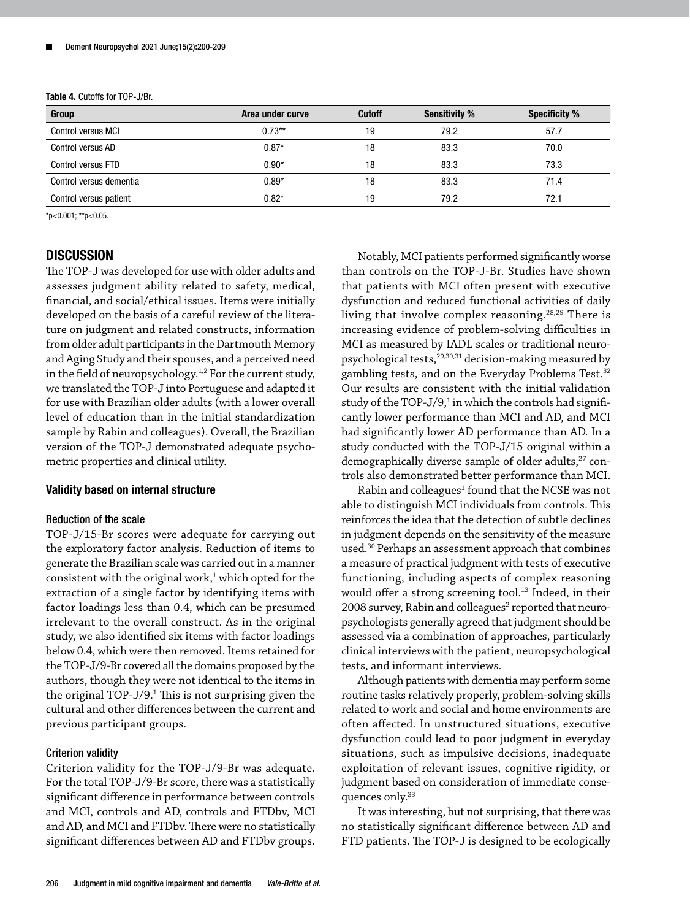**Table 4.** Cutoffs for TOP-J/Br.

| Group | Area under curve | Cutoff | Sensitivity % | Specificity % |
|---|---|---|---|---|
| Control versus MCI | 0.73** | 19 | 79.2 | 57.7 |
| Control versus AD | 0.87* | 18 | 83.3 | 70.0 |
| Control versus FTD | 0.90* | 18 | 83.3 | 73.3 |
| Control versus dementia | 0.89* | 18 | 83.3 | 71.4 |
| Control versus patient | 0.82* | 19 | 79.2 | 72.1 |

*p<0.001; **p<0.05.

## DISCUSSION

The TOP-J was developed for use with older adults and assesses judgment ability related to safety, medical, financial, and social/ethical issues. Items were initially developed on the basis of a careful review of the literature on judgment and related constructs, information from older adult participants in the Dartmouth Memory and Aging Study and their spouses, and a perceived need in the field of neuropsychology.[1,2] For the current study, we translated the TOP-J into Portuguese and adapted it for use with Brazilian older adults (with a lower overall level of education than in the initial standardization sample by Rabin and colleagues). Overall, the Brazilian version of the TOP-J demonstrated adequate psychometric properties and clinical utility.

### Validity based on internal structure

#### Reduction of the scale

TOP-J/15-Br scores were adequate for carrying out the exploratory factor analysis. Reduction of items to generate the Brazilian scale was carried out in a manner consistent with the original work,[1] which opted for the extraction of a single factor by identifying items with factor loadings less than 0.4, which can be presumed irrelevant to the overall construct. As in the original study, we also identified six items with factor loadings below 0.4, which were then removed. Items retained for the TOP-J/9-Br covered all the domains proposed by the authors, though they were not identical to the items in the original TOP-J/9.[1] This is not surprising given the cultural and other differences between the current and previous participant groups.

#### Criterion validity

Criterion validity for the TOP-J/9-Br was adequate. For the total TOP-J/9-Br score, there was a statistically significant difference in performance between controls and MCI, controls and AD, controls and FTDbv, MCI and AD, and MCI and FTDbv. There were no statistically significant differences between AD and FTDbv groups.

Notably, MCI patients performed significantly worse than controls on the TOP-J-Br. Studies have shown that patients with MCI often present with executive dysfunction and reduced functional activities of daily living that involve complex reasoning.[28,29] There is increasing evidence of problem-solving difficulties in MCI as measured by IADL scales or traditional neuropsychological tests,[29,30,31] decision-making measured by gambling tests, and on the Everyday Problems Test.[32] Our results are consistent with the initial validation study of the TOP-J/9,[1] in which the controls had significantly lower performance than MCI and AD, and MCI had significantly lower AD performance than AD. In a study conducted with the TOP-J/15 original within a demographically diverse sample of older adults,[27] controls also demonstrated better performance than MCI.

Rabin and colleagues[1] found that the NCSE was not able to distinguish MCI individuals from controls. This reinforces the idea that the detection of subtle declines in judgment depends on the sensitivity of the measure used.[30] Perhaps an assessment approach that combines a measure of practical judgment with tests of executive functioning, including aspects of complex reasoning would offer a strong screening tool.[13] Indeed, in their 2008 survey, Rabin and colleagues[2] reported that neuropsychologists generally agreed that judgment should be assessed via a combination of approaches, particularly clinical interviews with the patient, neuropsychological tests, and informant interviews.

Although patients with dementia may perform some routine tasks relatively properly, problem-solving skills related to work and social and home environments are often affected. In unstructured situations, executive dysfunction could lead to poor judgment in everyday situations, such as impulsive decisions, inadequate exploitation of relevant issues, cognitive rigidity, or judgment based on consideration of immediate consequences only.[33]

It was interesting, but not surprising, that there was no statistically significant difference between AD and FTD patients. The TOP-J is designed to be ecologically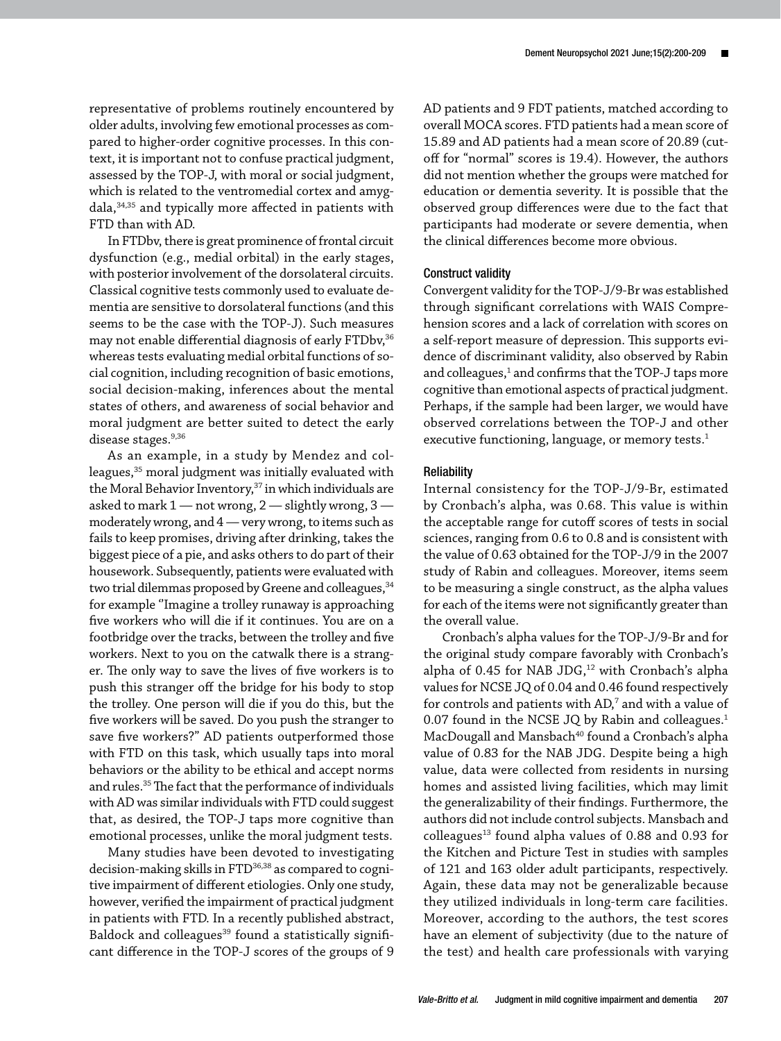representative of problems routinely encountered by older adults, involving few emotional processes as compared to higher-order cognitive processes. In this context, it is important not to confuse practical judgment, assessed by the TOP-J, with moral or social judgment, which is related to the ventromedial cortex and amygdala,[34,35] and typically more affected in patients with FTD than with AD.

In FTDbv, there is great prominence of frontal circuit dysfunction (e.g., medial orbital) in the early stages, with posterior involvement of the dorsolateral circuits. Classical cognitive tests commonly used to evaluate dementia are sensitive to dorsolateral functions (and this seems to be the case with the TOP-J). Such measures may not enable differential diagnosis of early FTDbv,[36] whereas tests evaluating medial orbital functions of social cognition, including recognition of basic emotions, social decision-making, inferences about the mental states of others, and awareness of social behavior and moral judgment are better suited to detect the early disease stages.[9,36]

As an example, in a study by Mendez and colleagues,[35] moral judgment was initially evaluated with the Moral Behavior Inventory,[37] in which individuals are asked to mark 1 — not wrong, 2 — slightly wrong, 3 — moderately wrong, and 4 — very wrong, to items such as fails to keep promises, driving after drinking, takes the biggest piece of a pie, and asks others to do part of their housework. Subsequently, patients were evaluated with two trial dilemmas proposed by Greene and colleagues,[34] for example "Imagine a trolley runaway is approaching five workers who will die if it continues. You are on a footbridge over the tracks, between the trolley and five workers. Next to you on the catwalk there is a stranger. The only way to save the lives of five workers is to push this stranger off the bridge for his body to stop the trolley. One person will die if you do this, but the five workers will be saved. Do you push the stranger to save five workers?" AD patients outperformed those with FTD on this task, which usually taps into moral behaviors or the ability to be ethical and accept norms and rules.[35] The fact that the performance of individuals with AD was similar individuals with FTD could suggest that, as desired, the TOP-J taps more cognitive than emotional processes, unlike the moral judgment tests.

Many studies have been devoted to investigating decision-making skills in FTD[36,38] as compared to cognitive impairment of different etiologies. Only one study, however, verified the impairment of practical judgment in patients with FTD. In a recently published abstract, Baldock and colleagues[39] found a statistically significant difference in the TOP-J scores of the groups of 9 AD patients and 9 FDT patients, matched according to overall MOCA scores. FTD patients had a mean score of 15.89 and AD patients had a mean score of 20.89 (cutoff for "normal" scores is 19.4). However, the authors did not mention whether the groups were matched for education or dementia severity. It is possible that the observed group differences were due to the fact that participants had moderate or severe dementia, when the clinical differences become more obvious.

#### Construct validity

Convergent validity for the TOP-J/9-Br was established through significant correlations with WAIS Comprehension scores and a lack of correlation with scores on a self-report measure of depression. This supports evidence of discriminant validity, also observed by Rabin and colleagues,[1] and confirms that the TOP-J taps more cognitive than emotional aspects of practical judgment. Perhaps, if the sample had been larger, we would have observed correlations between the TOP-J and other executive functioning, language, or memory tests.[1]

#### Reliability

Internal consistency for the TOP-J/9-Br, estimated by Cronbach's alpha, was 0.68. This value is within the acceptable range for cutoff scores of tests in social sciences, ranging from 0.6 to 0.8 and is consistent with the value of 0.63 obtained for the TOP-J/9 in the 2007 study of Rabin and colleagues. Moreover, items seem to be measuring a single construct, as the alpha values for each of the items were not significantly greater than the overall value.

Cronbach's alpha values for the TOP-J/9-Br and for the original study compare favorably with Cronbach's alpha of 0.45 for NAB JDG,[12] with Cronbach's alpha values for NCSE JQ of 0.04 and 0.46 found respectively for controls and patients with AD,[7] and with a value of 0.07 found in the NCSE JQ by Rabin and colleagues.[1] MacDougall and Mansbach[40] found a Cronbach's alpha value of 0.83 for the NAB JDG. Despite being a high value, data were collected from residents in nursing homes and assisted living facilities, which may limit the generalizability of their findings. Furthermore, the authors did not include control subjects. Mansbach and colleagues[13] found alpha values of 0.88 and 0.93 for the Kitchen and Picture Test in studies with samples of 121 and 163 older adult participants, respectively. Again, these data may not be generalizable because they utilized individuals in long-term care facilities. Moreover, according to the authors, the test scores have an element of subjectivity (due to the nature of the test) and health care professionals with varying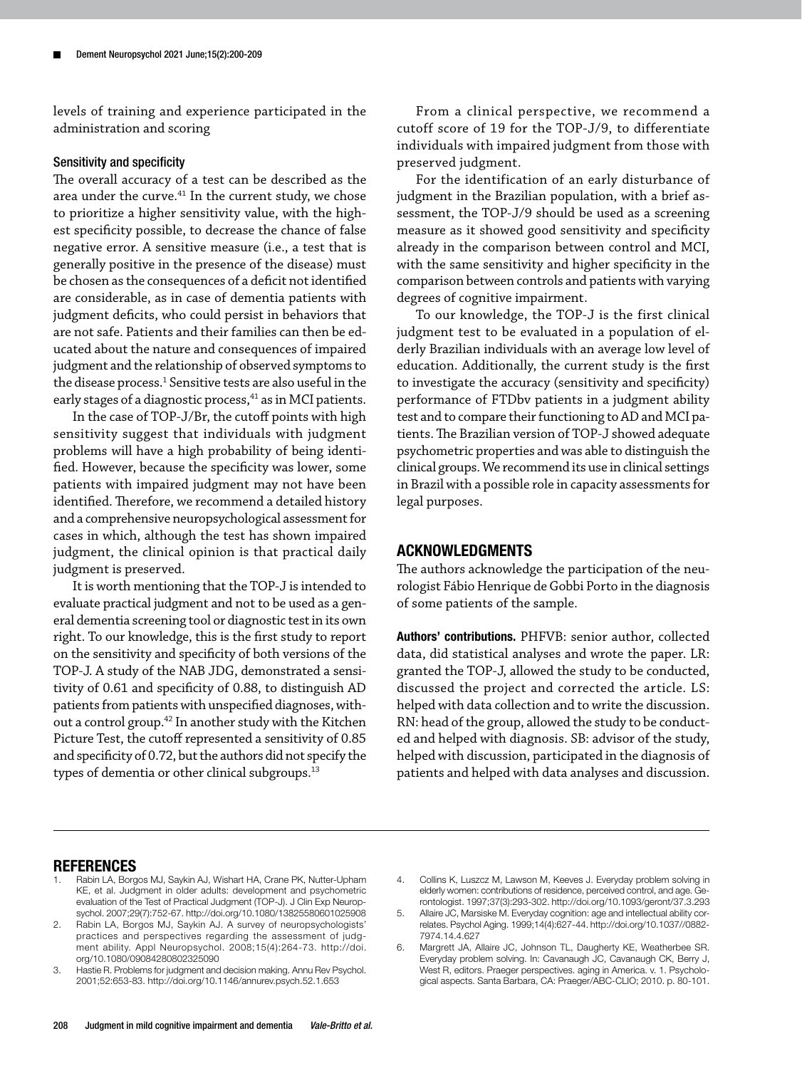levels of training and experience participated in the administration and scoring

### Sensitivity and specificity

The overall accuracy of a test can be described as the area under the curve.[41] In the current study, we chose to prioritize a higher sensitivity value, with the highest specificity possible, to decrease the chance of false negative error. A sensitive measure (i.e., a test that is generally positive in the presence of the disease) must be chosen as the consequences of a deficit not identified are considerable, as in case of dementia patients with judgment deficits, who could persist in behaviors that are not safe. Patients and their families can then be educated about the nature and consequences of impaired judgment and the relationship of observed symptoms to the disease process.[1] Sensitive tests are also useful in the early stages of a diagnostic process,[41] as in MCI patients.

In the case of TOP-J/Br, the cutoff points with high sensitivity suggest that individuals with judgment problems will have a high probability of being identified. However, because the specificity was lower, some patients with impaired judgment may not have been identified. Therefore, we recommend a detailed history and a comprehensive neuropsychological assessment for cases in which, although the test has shown impaired judgment, the clinical opinion is that practical daily judgment is preserved.

It is worth mentioning that the TOP-J is intended to evaluate practical judgment and not to be used as a general dementia screening tool or diagnostic test in its own right. To our knowledge, this is the first study to report on the sensitivity and specificity of both versions of the TOP-J. A study of the NAB JDG, demonstrated a sensitivity of 0.61 and specificity of 0.88, to distinguish AD patients from patients with unspecified diagnoses, without a control group.[42] In another study with the Kitchen Picture Test, the cutoff represented a sensitivity of 0.85 and specificity of 0.72, but the authors did not specify the types of dementia or other clinical subgroups.[13]

From a clinical perspective, we recommend a cutoff score of 19 for the TOP-J/9, to differentiate individuals with impaired judgment from those with preserved judgment.

For the identification of an early disturbance of judgment in the Brazilian population, with a brief assessment, the TOP-J/9 should be used as a screening measure as it showed good sensitivity and specificity already in the comparison between control and MCI, with the same sensitivity and higher specificity in the comparison between controls and patients with varying degrees of cognitive impairment.

To our knowledge, the TOP-J is the first clinical judgment test to be evaluated in a population of elderly Brazilian individuals with an average low level of education. Additionally, the current study is the first to investigate the accuracy (sensitivity and specificity) performance of FTDbv patients in a judgment ability test and to compare their functioning to AD and MCI patients. The Brazilian version of TOP-J showed adequate psychometric properties and was able to distinguish the clinical groups. We recommend its use in clinical settings in Brazil with a possible role in capacity assessments for legal purposes.

## ACKNOWLEDGMENTS

The authors acknowledge the participation of the neurologist Fábio Henrique de Gobbi Porto in the diagnosis of some patients of the sample.

**Authors' contributions.** PHFVB: senior author, collected data, did statistical analyses and wrote the paper. LR: granted the TOP-J, allowed the study to be conducted, discussed the project and corrected the article. LS: helped with data collection and to write the discussion. RN: head of the group, allowed the study to be conducted and helped with diagnosis. SB: advisor of the study, helped with discussion, participated in the diagnosis of patients and helped with data analyses and discussion.

## REFERENCES

1. Rabin LA, Borgos MJ, Saykin AJ, Wishart HA, Crane PK, Nutter-Upham KE, et al. Judgment in older adults: development and psychometric evaluation of the Test of Practical Judgment (TOP-J). J Clin Exp Neuropsychol. 2007;29(7):752-67. http://doi.org/10.1080/13825580601025908
2. Rabin LA, Borgos MJ, Saykin AJ. A survey of neuropsychologists' practices and perspectives regarding the assessment of judgment ability. Appl Neuropsychol. 2008;15(4):264-73. http://doi.org/10.1080/09084280802325090
3. Hastie R. Problems for judgment and decision making. Annu Rev Psychol. 2001;52:653-83. http://doi.org/10.1146/annurev.psych.52.1.653
4. Collins K, Luszcz M, Lawson M, Keeves J. Everyday problem solving in elderly women: contributions of residence, perceived control, and age. Gerontologist. 1997;37(3):293-302. http://doi.org/10.1093/geront/37.3.293
5. Allaire JC, Marsiske M. Everyday cognition: age and intellectual ability correlates. Psychol Aging. 1999;14(4):627-44. http://doi.org/10.1037//0882-7974.14.4.627
6. Margrett JA, Allaire JC, Johnson TL, Daugherty KE, Weatherbee SR. Everyday problem solving. In: Cavanaugh JC, Cavanaugh CK, Berry J, West R, editors. Praeger perspectives. aging in America. v. 1. Psychological aspects. Santa Barbara, CA: Praeger/ABC-CLIO; 2010. p. 80-101.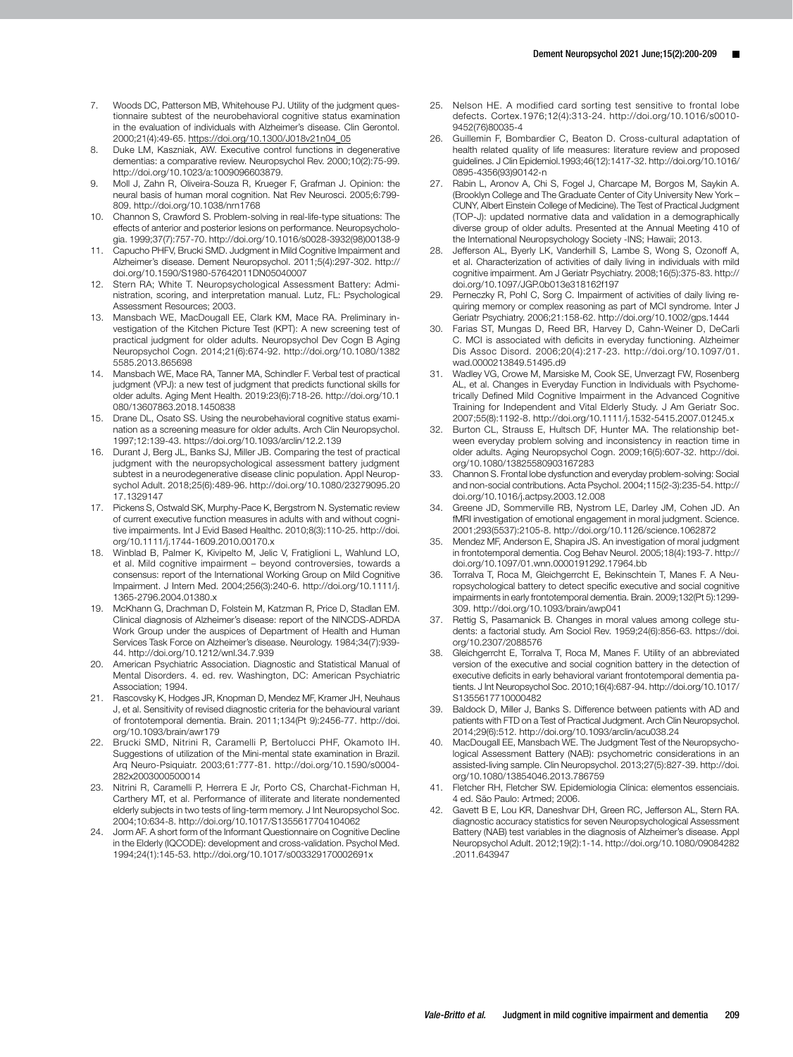7. Woods DC, Patterson MB, Whitehouse PJ. Utility of the judgment questionnaire subtest of the neurobehavioral cognitive status examination in the evaluation of individuals with Alzheimer's disease. Clin Gerontol. 2000;21(4):49-65. https://doi.org/10.1300/J018v21n04_05
8. Duke LM, Kaszniak, AW. Executive control functions in degenerative dementias: a comparative review. Neuropsychol Rev. 2000;10(2):75-99. http://doi.org/10.1023/a:1009096603879.
9. Moll J, Zahn R, Oliveira-Souza R, Krueger F, Grafman J. Opinion: the neural basis of human moral cognition. Nat Rev Neurosci. 2005;6:799-809. http://doi.org/10.1038/nrn1768
10. Channon S, Crawford S. Problem-solving in real-life-type situations: The effects of anterior and posterior lesions on performance. Neuropsychologia. 1999;37(7):757-70. http://doi.org/10.1016/s0028-3932(98)00138-9
11. Capucho PHFV, Brucki SMD. Judgment in Mild Cognitive Impairment and Alzheimer's disease. Dement Neuropsychol. 2011;5(4):297-302. http://doi.org/10.1590/S1980-57642011DN05040007
12. Stern RA; White T. Neuropsychological Assessment Battery: Administration, scoring, and interpretation manual. Lutz, FL: Psychological Assessment Resources; 2003.
13. Mansbach WE, MacDougall EE, Clark KM, Mace RA. Preliminary investigation of the Kitchen Picture Test (KPT): A new screening test of practical judgment for older adults. Neuropsychol Dev Cogn B Aging Neuropsychol Cogn. 2014;21(6):674-92. http://doi.org/10.1080/13825585.2013.865698
14. Mansbach WE, Mace RA, Tanner MA, Schindler F. Verbal test of practical judgment (VPJ): a new test of judgment that predicts functional skills for older adults. Aging Ment Health. 2019:23(6):718-26. http://doi.org/10.1080/13607863.2018.1450838
15. Drane DL, Osato SS. Using the neurobehavioral cognitive status examination as a screening measure for older adults. Arch Clin Neuropsychol. 1997;12:139-43. https://doi.org/10.1093/arclin/12.2.139
16. Durant J, Berg JL, Banks SJ, Miller JB. Comparing the test of practical judgment with the neuropsychological assessment battery judgment subtest in a neurodegenerative disease clinic population. Appl Neuropsychol Adult. 2018;25(6):489-96. http://doi.org/10.1080/23279095.2017.1329147
17. Pickens S, Ostwald SK, Murphy-Pace K, Bergstrom N. Systematic review of current executive function measures in adults with and without cognitive impairments. Int J Evid Based Healthc. 2010;8(3):110-25. http://doi.org/10.1111/j.1744-1609.2010.00170.x
18. Winblad B, Palmer K, Kivipelto M, Jelic V, Fratiglioni L, Wahlund LO, et al. Mild cognitive impairment – beyond controversies, towards a consensus: report of the International Working Group on Mild Cognitive Impairment. J Intern Med. 2004;256(3):240-6. http://doi.org/10.1111/j.1365-2796.2004.01380.x
19. McKhann G, Drachman D, Folstein M, Katzman R, Price D, Stadlan EM. Clinical diagnosis of Alzheimer's disease: report of the NINCDS-ADRDA Work Group under the auspices of Department of Health and Human Services Task Force on Alzheimer's disease. Neurology. 1984;34(7):939-44. http://doi.org/10.1212/wnl.34.7.939
20. American Psychiatric Association. Diagnostic and Statistical Manual of Mental Disorders. 4. ed. rev. Washington, DC: American Psychiatric Association; 1994.
21. Rascovsky K, Hodges JR, Knopman D, Mendez MF, Kramer JH, Neuhaus J, et al. Sensitivity of revised diagnostic criteria for the behavioural variant of frontotemporal dementia. Brain. 2011;134(Pt 9):2456-77. http://doi.org/10.1093/brain/awr179
22. Brucki SMD, Nitrini R, Caramelli P, Bertolucci PHF, Okamoto IH. Suggestions of utilization of the Mini-mental state examination in Brazil. Arq Neuro-Psiquiatr. 2003;61:777-81. http://doi.org/10.1590/s0004-282x2003000500014
23. Nitrini R, Caramelli P, Herrera E Jr, Porto CS, Charchat-Fichman H, Carthery MT, et al. Performance of illiterate and literate nondemented elderly subjects in two tests of ling-term memory. J Int Neuropsychol Soc. 2004;10:634-8. http://doi.org/10.1017/S1355617704104062
24. Jorm AF. A short form of the Informant Questionnaire on Cognitive Decline in the Elderly (IQCODE): development and cross-validation. Psychol Med. 1994;24(1):145-53. http://doi.org/10.1017/s003329170002691x
25. Nelson HE. A modified card sorting test sensitive to frontal lobe defects. Cortex.1976;12(4):313-24. http://doi.org/10.1016/s0010-9452(76)80035-4
26. Guillemin F, Bombardier C, Beaton D. Cross-cultural adaptation of health related quality of life measures: literature review and proposed guidelines. J Clin Epidemiol.1993;46(12):1417-32. http://doi.org/10.1016/0895-4356(93)90142-n
27. Rabin L, Aronov A, Chi S, Fogel J, Charcape M, Borgos M, Saykin A. (Brooklyn College and The Graduate Center of City University New York – CUNY, Albert Einstein College of Medicine). The Test of Practical Judgment (TOP-J): updated normative data and validation in a demographically diverse group of older adults. Presented at the Annual Meeting 410 of the International Neuropsychology Society -INS; Hawaii; 2013.
28. Jefferson AL, Byerly LK, Vanderhill S, Lambe S, Wong S, Ozonoff A, et al. Characterization of activities of daily living in individuals with mild cognitive impairment. Am J Geriatr Psychiatry. 2008;16(5):375-83. http://doi.org/10.1097/JGP.0b013e318162f197
29. Perneczky R, Pohl C, Sorg C. Impairment of activities of daily living requiring memory or complex reasoning as part of MCI syndrome. Inter J Geriatr Psychiatry. 2006;21:158-62. http://doi.org/10.1002/gps.1444
30. Farias ST, Mungas D, Reed BR, Harvey D, Cahn-Weiner D, DeCarli C. MCI is associated with deficits in everyday functioning. Alzheimer Dis Assoc Disord. 2006;20(4):217-23. http://doi.org/10.1097/01.wad.0000213849.51495.d9
31. Wadley VG, Crowe M, Marsiske M, Cook SE, Unverzagt FW, Rosenberg AL, et al. Changes in Everyday Function in Individuals with Psychometrically Defined Mild Cognitive Impairment in the Advanced Cognitive Training for Independent and Vital Elderly Study. J Am Geriatr Soc. 2007;55(8):1192-8. http://doi.org/10.1111/j.1532-5415.2007.01245.x
32. Burton CL, Strauss E, Hultsch DF, Hunter MA. The relationship between everyday problem solving and inconsistency in reaction time in older adults. Aging Neuropsychol Cogn. 2009;16(5):607-32. http://doi.org/10.1080/13825580903167283
33. Channon S. Frontal lobe dysfunction and everyday problem-solving: Social and non-social contributions. Acta Psychol. 2004;115(2-3):235-54. http://doi.org/10.1016/j.actpsy.2003.12.008
34. Greene JD, Sommerville RB, Nystrom LE, Darley JM, Cohen JD. An fMRI investigation of emotional engagement in moral judgment. Science. 2001;293(5537):2105-8. http://doi.org/10.1126/science.1062872
35. Mendez MF, Anderson E, Shapira JS. An investigation of moral judgment in frontotemporal dementia. Cog Behav Neurol. 2005;18(4):193-7. http://doi.org/10.1097/01.wnn.0000191292.17964.bb
36. Torralva T, Roca M, Gleichgerrcht E, Bekinschtein T, Manes F. A Neuropsychological battery to detect specific executive and social cognitive impairments in early frontotemporal dementia. Brain. 2009;132(Pt 5):1299-309. http://doi.org/10.1093/brain/awp041
37. Rettig S, Pasamanick B. Changes in moral values among college students: a factorial study. Am Sociol Rev. 1959;24(6):856-63. https://doi.org/10.2307/2088576
38. Gleichgerrcht E, Torralva T, Roca M, Manes F. Utility of an abbreviated version of the executive and social cognition battery in the detection of executive deficits in early behavioral variant frontotemporal dementia patients. J Int Neuropsychol Soc. 2010;16(4):687-94. http://doi.org/10.1017/S1355617710000482
39. Baldock D, Miller J, Banks S. Difference between patients with AD and patients with FTD on a Test of Practical Judgment. Arch Clin Neuropsychol. 2014;29(6):512. http://doi.org/10.1093/arclin/acu038.24
40. MacDougall EE, Mansbach WE. The Judgment Test of the Neuropsychological Assessment Battery (NAB): psychometric considerations in an assisted-living sample. Clin Neuropsychol. 2013;27(5):827-39. http://doi.org/10.1080/13854046.2013.786759
41. Fletcher RH, Fletcher SW. Epidemiologia Clínica: elementos essenciais. 4 ed. São Paulo: Artmed; 2006.
42. Gavett B E, Lou KR, Daneshvar DH, Green RC, Jefferson AL, Stern RA. diagnostic accuracy statistics for seven Neuropsychological Assessment Battery (NAB) test variables in the diagnosis of Alzheimer's disease. Appl Neuropsychol Adult. 2012;19(2):1-14. http://doi.org/10.1080/09084282.2011.643947